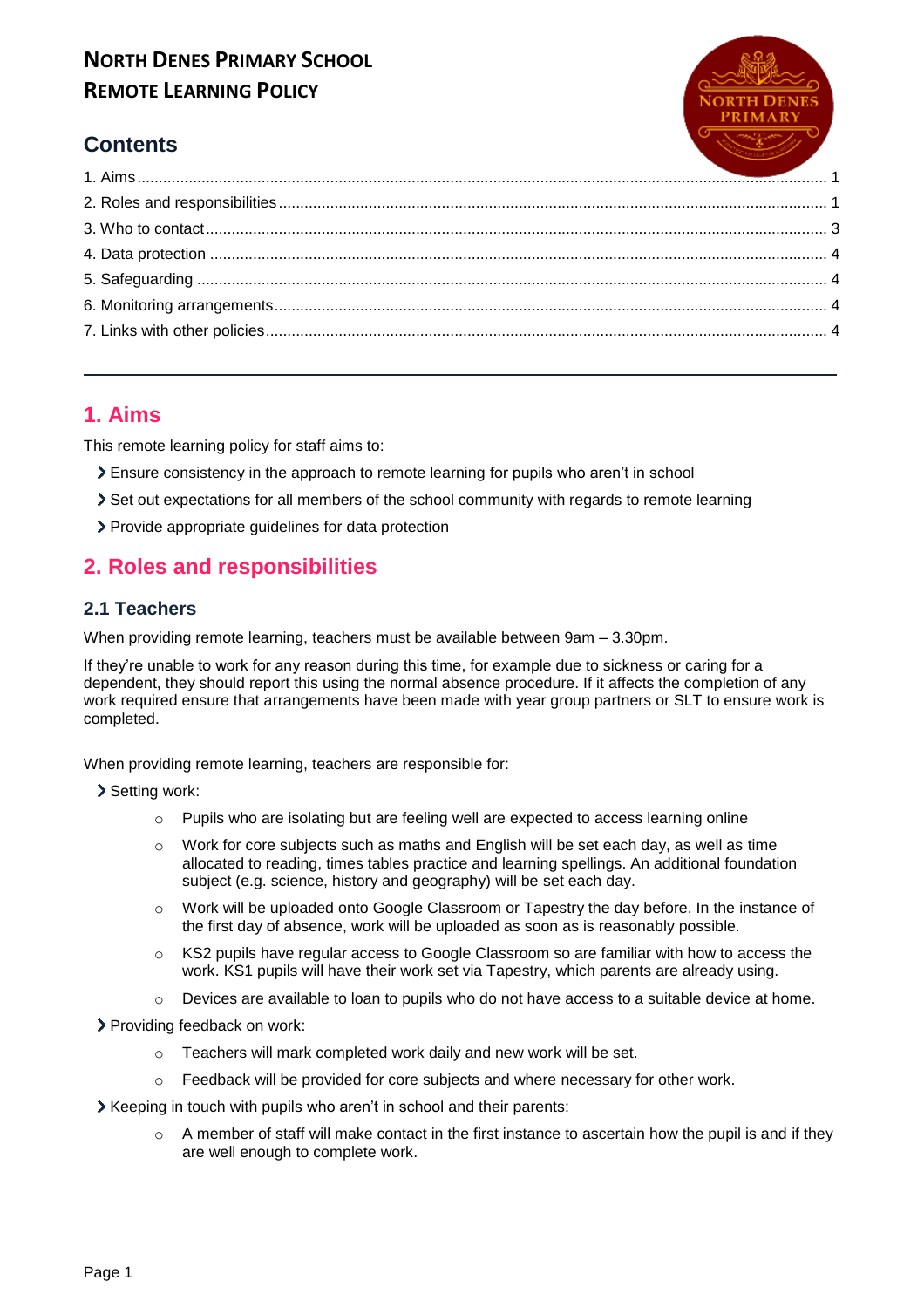# North Denes Primary School
# Remote Learning Policy

## Contents

1. Aims ..... 1
2. Roles and responsibilities ..... 1
3. Who to contact ..... 3
4. Data protection ..... 4
5. Safeguarding ..... 4
6. Monitoring arrangements ..... 4
7. Links with other policies ..... 4

---

## 1. Aims

This remote learning policy for staff aims to:

- Ensure consistency in the approach to remote learning for pupils who aren't in school
- Set out expectations for all members of the school community with regards to remote learning
- Provide appropriate guidelines for data protection

## 2. Roles and responsibilities

### 2.1 Teachers

When providing remote learning, teachers must be available between 9am – 3.30pm.

If they're unable to work for any reason during this time, for example due to sickness or caring for a dependent, they should report this using the normal absence procedure. If it affects the completion of any work required ensure that arrangements have been made with year group partners or SLT to ensure work is completed.

When providing remote learning, teachers are responsible for:

- Setting work:
  - Pupils who are isolating but are feeling well are expected to access learning online
  - Work for core subjects such as maths and English will be set each day, as well as time allocated to reading, times tables practice and learning spellings. An additional foundation subject (e.g. science, history and geography) will be set each day.
  - Work will be uploaded onto Google Classroom or Tapestry the day before. In the instance of the first day of absence, work will be uploaded as soon as is reasonably possible.
  - KS2 pupils have regular access to Google Classroom so are familiar with how to access the work. KS1 pupils will have their work set via Tapestry, which parents are already using.
  - Devices are available to loan to pupils who do not have access to a suitable device at home.
- Providing feedback on work:
  - Teachers will mark completed work daily and new work will be set.
  - Feedback will be provided for core subjects and where necessary for other work.
- Keeping in touch with pupils who aren't in school and their parents:
  - A member of staff will make contact in the first instance to ascertain how the pupil is and if they are well enough to complete work.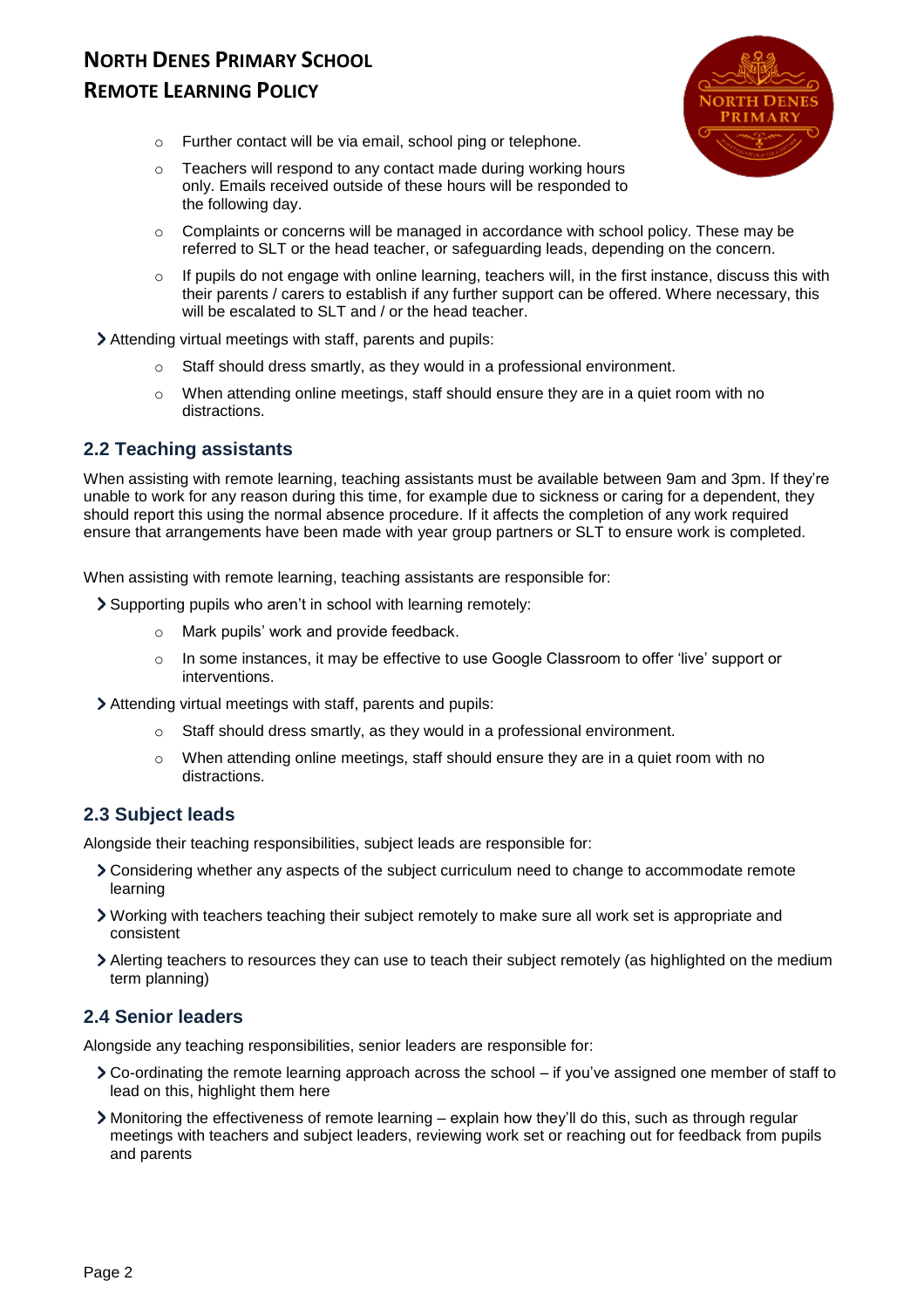- Further contact will be via email, school ping or telephone.
    - Teachers will respond to any contact made during working hours only. Emails received outside of these hours will be responded to the following day.
    - Complaints or concerns will be managed in accordance with school policy. These may be referred to SLT or the head teacher, or safeguarding leads, depending on the concern.
    - If pupils do not engage with online learning, teachers will, in the first instance, discuss this with their parents / carers to establish if any further support can be offered. Where necessary, this will be escalated to SLT and / or the head teacher.
- Attending virtual meetings with staff, parents and pupils:
    - Staff should dress smartly, as they would in a professional environment.
    - When attending online meetings, staff should ensure they are in a quiet room with no distractions.

## 2.2 Teaching assistants

When assisting with remote learning, teaching assistants must be available between 9am and 3pm. If they're unable to work for any reason during this time, for example due to sickness or caring for a dependent, they should report this using the normal absence procedure. If it affects the completion of any work required ensure that arrangements have been made with year group partners or SLT to ensure work is completed.

When assisting with remote learning, teaching assistants are responsible for:

- Supporting pupils who aren't in school with learning remotely:
    - Mark pupils' work and provide feedback.
    - In some instances, it may be effective to use Google Classroom to offer 'live' support or interventions.
- Attending virtual meetings with staff, parents and pupils:
    - Staff should dress smartly, as they would in a professional environment.
    - When attending online meetings, staff should ensure they are in a quiet room with no distractions.

## 2.3 Subject leads

Alongside their teaching responsibilities, subject leads are responsible for:

- Considering whether any aspects of the subject curriculum need to change to accommodate remote learning
- Working with teachers teaching their subject remotely to make sure all work set is appropriate and consistent
- Alerting teachers to resources they can use to teach their subject remotely (as highlighted on the medium term planning)

## 2.4 Senior leaders

Alongside any teaching responsibilities, senior leaders are responsible for:

- Co-ordinating the remote learning approach across the school – if you've assigned one member of staff to lead on this, highlight them here
- Monitoring the effectiveness of remote learning – explain how they'll do this, such as through regular meetings with teachers and subject leaders, reviewing work set or reaching out for feedback from pupils and parents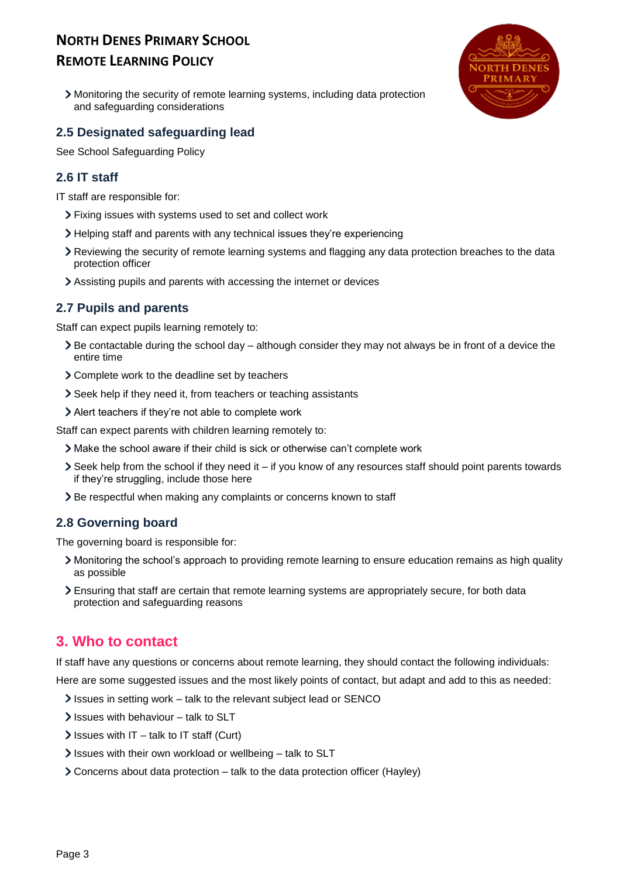- Monitoring the security of remote learning systems, including data protection and safeguarding considerations

### 2.5 Designated safeguarding lead

See School Safeguarding Policy

### 2.6 IT staff

IT staff are responsible for:

- Fixing issues with systems used to set and collect work
- Helping staff and parents with any technical issues they're experiencing
- Reviewing the security of remote learning systems and flagging any data protection breaches to the data protection officer
- Assisting pupils and parents with accessing the internet or devices

### 2.7 Pupils and parents

Staff can expect pupils learning remotely to:

- Be contactable during the school day – although consider they may not always be in front of a device the entire time
- Complete work to the deadline set by teachers
- Seek help if they need it, from teachers or teaching assistants
- Alert teachers if they're not able to complete work

Staff can expect parents with children learning remotely to:

- Make the school aware if their child is sick or otherwise can't complete work
- Seek help from the school if they need it – if you know of any resources staff should point parents towards if they're struggling, include those here
- Be respectful when making any complaints or concerns known to staff

### 2.8 Governing board

The governing board is responsible for:

- Monitoring the school's approach to providing remote learning to ensure education remains as high quality as possible
- Ensuring that staff are certain that remote learning systems are appropriately secure, for both data protection and safeguarding reasons

## 3. Who to contact

If staff have any questions or concerns about remote learning, they should contact the following individuals:

Here are some suggested issues and the most likely points of contact, but adapt and add to this as needed:

- Issues in setting work – talk to the relevant subject lead or SENCO
- Issues with behaviour – talk to SLT
- Issues with IT – talk to IT staff (Curt)
- Issues with their own workload or wellbeing – talk to SLT
- Concerns about data protection – talk to the data protection officer (Hayley)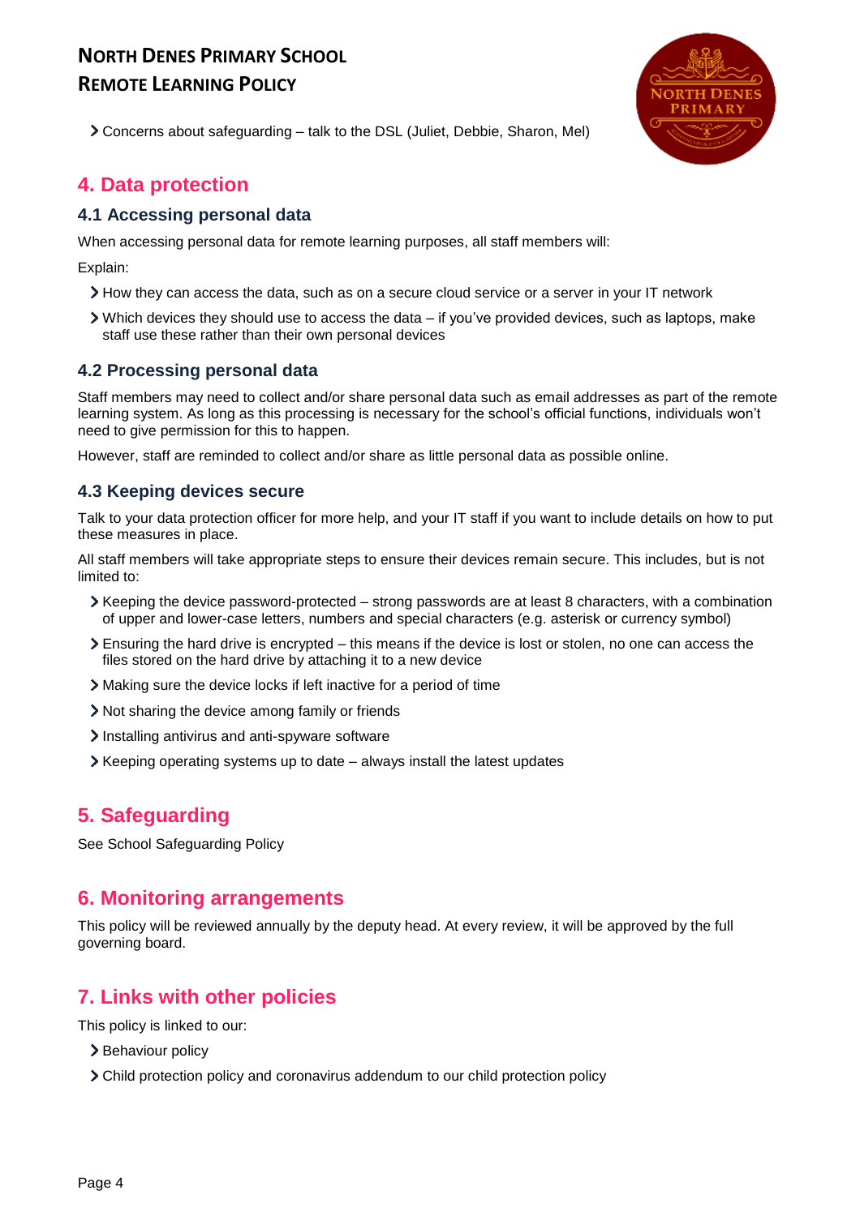- Concerns about safeguarding – talk to the DSL (Juliet, Debbie, Sharon, Mel)

## 4. Data protection

### 4.1 Accessing personal data

When accessing personal data for remote learning purposes, all staff members will:

Explain:

- How they can access the data, such as on a secure cloud service or a server in your IT network
- Which devices they should use to access the data – if you've provided devices, such as laptops, make staff use these rather than their own personal devices

### 4.2 Processing personal data

Staff members may need to collect and/or share personal data such as email addresses as part of the remote learning system. As long as this processing is necessary for the school's official functions, individuals won't need to give permission for this to happen.

However, staff are reminded to collect and/or share as little personal data as possible online.

### 4.3 Keeping devices secure

Talk to your data protection officer for more help, and your IT staff if you want to include details on how to put these measures in place.

All staff members will take appropriate steps to ensure their devices remain secure. This includes, but is not limited to:

- Keeping the device password-protected – strong passwords are at least 8 characters, with a combination of upper and lower-case letters, numbers and special characters (e.g. asterisk or currency symbol)
- Ensuring the hard drive is encrypted – this means if the device is lost or stolen, no one can access the files stored on the hard drive by attaching it to a new device
- Making sure the device locks if left inactive for a period of time
- Not sharing the device among family or friends
- Installing antivirus and anti-spyware software
- Keeping operating systems up to date – always install the latest updates

## 5. Safeguarding

See School Safeguarding Policy

## 6. Monitoring arrangements

This policy will be reviewed annually by the deputy head. At every review, it will be approved by the full governing board.

## 7. Links with other policies

This policy is linked to our:

- Behaviour policy
- Child protection policy and coronavirus addendum to our child protection policy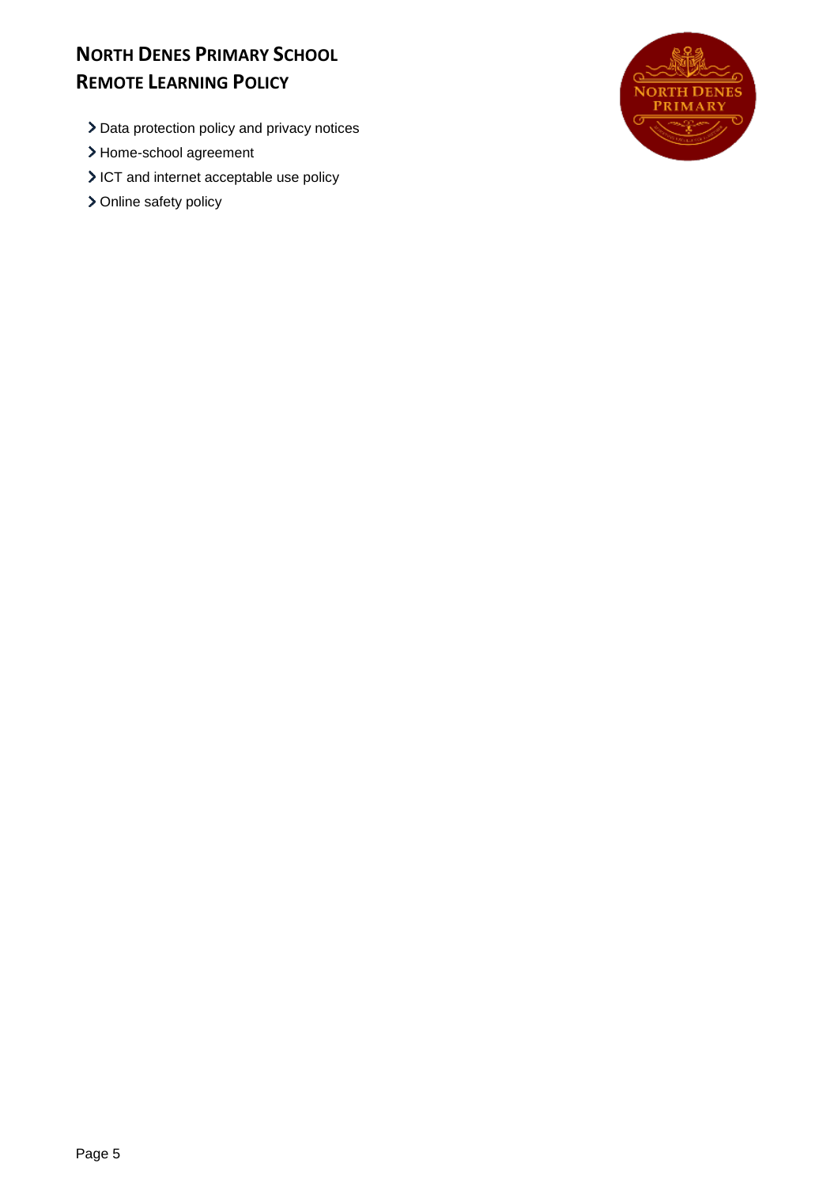- Data protection policy and privacy notices
- Home-school agreement
- ICT and internet acceptable use policy
- Online safety policy